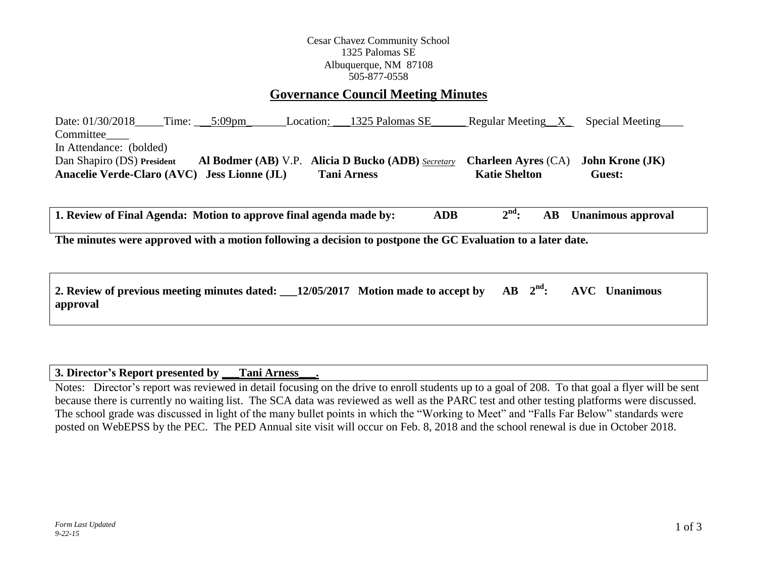Cesar Chavez Community School
1325 Palomas SE
Albuquerque, NM 87108
505-877-0558

# Governance Council Meeting Minutes

Date: 01/30/2018_____Time: ___5:09pm_______Location: ___1325 Palomas SE______ Regular Meeting__X_ Special Meeting____ Committee____

In Attendance: (bolded)

Dan Shapiro (DS) **President** **Al Bodmer (AB)** V.P. **Alicia D Bucko (ADB)** *Secretary* **Charleen Ayres** (CA) **John Krone (JK)**
**Anacelie Verde-Claro (AVC) Jess Lionne (JL) Tani Arness Katie Shelton Guest:**

**1. Review of Final Agenda: Motion to approve final agenda made by: ADB 2nd: AB Unanimous approval**

**The minutes were approved with a motion following a decision to postpone the GC Evaluation to a later date.**

**2. Review of previous meeting minutes dated: ___12/05/2017 Motion made to accept by AB 2nd: AVC Unanimous approval**

**3. Director's Report presented by ___Tani Arness___.**

Notes: Director's report was reviewed in detail focusing on the drive to enroll students up to a goal of 208. To that goal a flyer will be sent because there is currently no waiting list. The SCA data was reviewed as well as the PARC test and other testing platforms were discussed. The school grade was discussed in light of the many bullet points in which the "Working to Meet" and "Falls Far Below" standards were posted on WebEPSS by the PEC. The PED Annual site visit will occur on Feb. 8, 2018 and the school renewal is due in October 2018.

*Form Last Updated 9-22-15*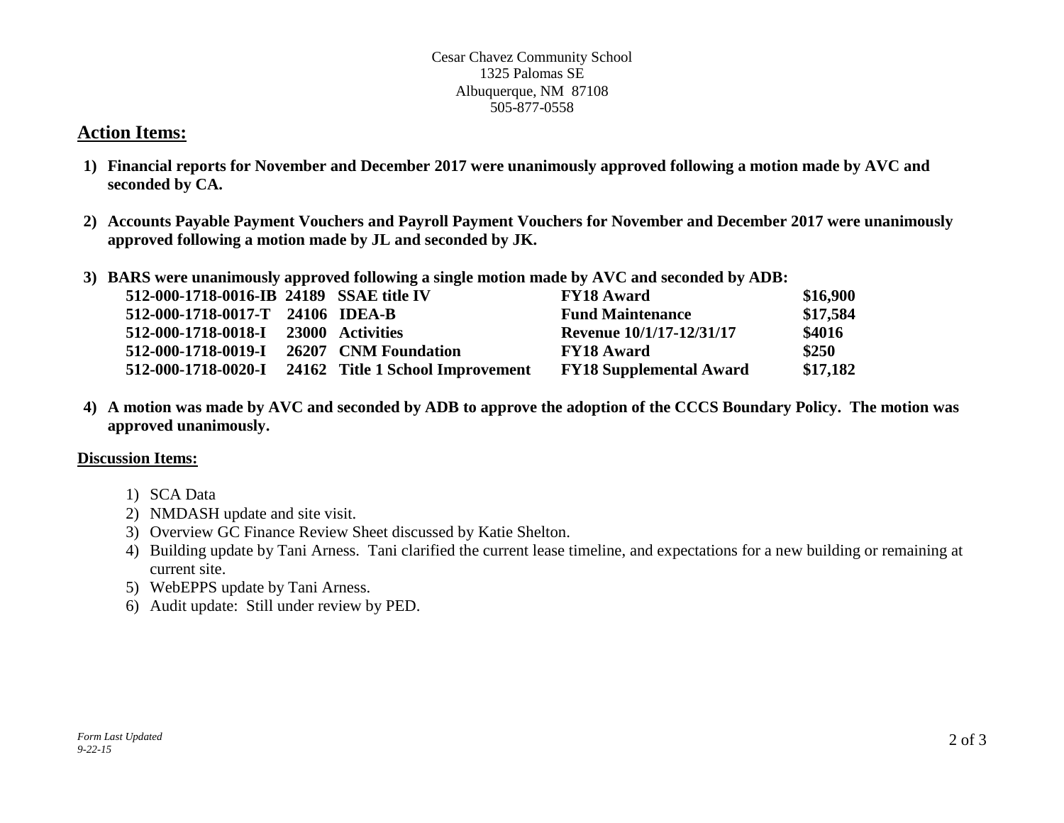Cesar Chavez Community School
1325 Palomas SE
Albuquerque, NM 87108
505-877-0558

## Action Items:

1) **Financial reports for November and December 2017 were unanimously approved following a motion made by AVC and seconded by CA.**

2) **Accounts Payable Payment Vouchers and Payroll Payment Vouchers for November and December 2017 were unanimously approved following a motion made by JL and seconded by JK.**

3) **BARS were unanimously approved following a single motion made by AVC and seconded by ADB:**

| | | | | |
|---|---|---|---|---|
| **512-000-1718-0016-IB** | **24189** | **SSAE title IV** | **FY18 Award** | **$16,900** |
| **512-000-1718-0017-T** | **24106** | **IDEA-B** | **Fund Maintenance** | **$17,584** |
| **512-000-1718-0018-I** | **23000** | **Activities** | **Revenue 10/1/17-12/31/17** | **$4016** |
| **512-000-1718-0019-I** | **26207** | **CNM Foundation** | **FY18 Award** | **$250** |
| **512-000-1718-0020-I** | **24162** | **Title 1 School Improvement** | **FY18 Supplemental Award** | **$17,182** |

4) **A motion was made by AVC and seconded by ADB to approve the adoption of the CCCS Boundary Policy. The motion was approved unanimously.**

### Discussion Items:

1) SCA Data
2) NMDASH update and site visit.
3) Overview GC Finance Review Sheet discussed by Katie Shelton.
4) Building update by Tani Arness. Tani clarified the current lease timeline, and expectations for a new building or remaining at current site.
5) WebEPPS update by Tani Arness.
6) Audit update: Still under review by PED.

*Form Last Updated 9-22-15*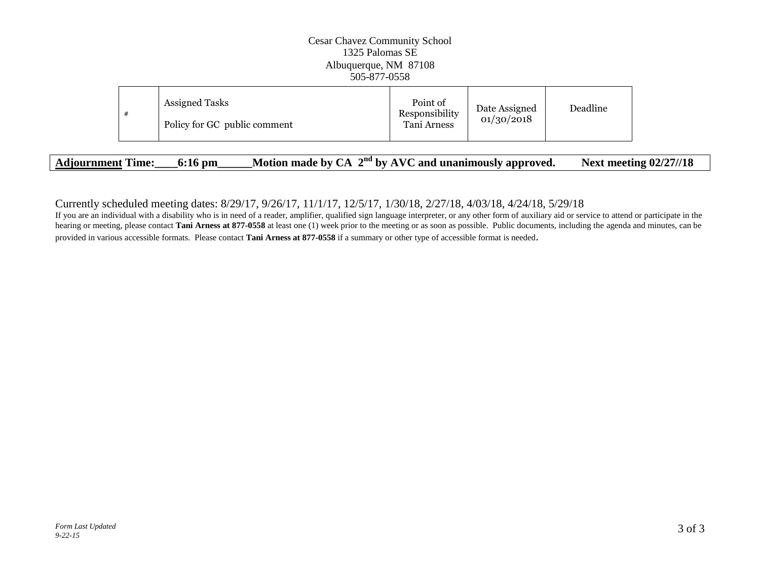Cesar Chavez Community School
1325 Palomas SE
Albuquerque, NM 87108
505-877-0558

| # | Assigned Tasks | Point of Responsibility | Date Assigned | Deadline |
|---|---|---|---|---|
| | Policy for GC public comment | Tani Arness | 01/30/2018 | |

**Adjournment Time:\_\_\_\_6:16 pm\_\_\_\_\_\_Motion made by CA 2nd by AVC and unanimously approved. Next meeting 02/27//18**

Currently scheduled meeting dates: 8/29/17, 9/26/17, 11/1/17, 12/5/17, 1/30/18, 2/27/18, 4/03/18, 4/24/18, 5/29/18

If you are an individual with a disability who is in need of a reader, amplifier, qualified sign language interpreter, or any other form of auxiliary aid or service to attend or participate in the hearing or meeting, please contact **Tani Arness at 877-0558** at least one (1) week prior to the meeting or as soon as possible. Public documents, including the agenda and minutes, can be provided in various accessible formats. Please contact **Tani Arness at 877-0558** if a summary or other type of accessible format is needed.

*Form Last Updated 9-22-15*